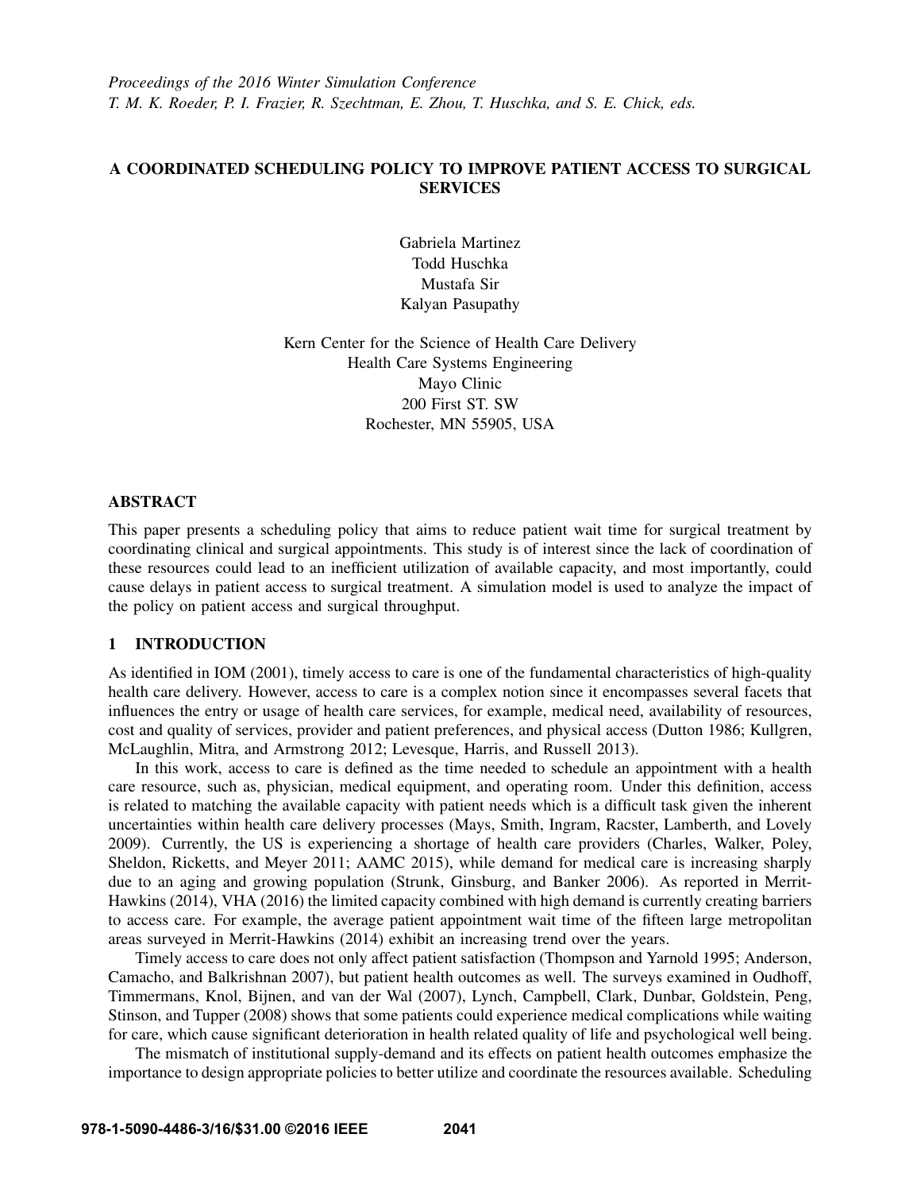*Proceedings of the 2016 Winter Simulation Conference*
*T. M. K. Roeder, P. I. Frazier, R. Szechtman, E. Zhou, T. Huschka, and S. E. Chick, eds.*

# A COORDINATED SCHEDULING POLICY TO IMPROVE PATIENT ACCESS TO SURGICAL SERVICES

Gabriela Martinez
Todd Huschka
Mustafa Sir
Kalyan Pasupathy

Kern Center for the Science of Health Care Delivery
Health Care Systems Engineering
Mayo Clinic
200 First ST. SW
Rochester, MN 55905, USA

## ABSTRACT

This paper presents a scheduling policy that aims to reduce patient wait time for surgical treatment by coordinating clinical and surgical appointments. This study is of interest since the lack of coordination of these resources could lead to an inefficient utilization of available capacity, and most importantly, could cause delays in patient access to surgical treatment. A simulation model is used to analyze the impact of the policy on patient access and surgical throughput.

## 1 INTRODUCTION

As identified in IOM (2001), timely access to care is one of the fundamental characteristics of high-quality health care delivery. However, access to care is a complex notion since it encompasses several facets that influences the entry or usage of health care services, for example, medical need, availability of resources, cost and quality of services, provider and patient preferences, and physical access (Dutton 1986; Kullgren, McLaughlin, Mitra, and Armstrong 2012; Levesque, Harris, and Russell 2013).

In this work, access to care is defined as the time needed to schedule an appointment with a health care resource, such as, physician, medical equipment, and operating room. Under this definition, access is related to matching the available capacity with patient needs which is a difficult task given the inherent uncertainties within health care delivery processes (Mays, Smith, Ingram, Racster, Lamberth, and Lovely 2009). Currently, the US is experiencing a shortage of health care providers (Charles, Walker, Poley, Sheldon, Ricketts, and Meyer 2011; AAMC 2015), while demand for medical care is increasing sharply due to an aging and growing population (Strunk, Ginsburg, and Banker 2006). As reported in Merrit-Hawkins (2014), VHA (2016) the limited capacity combined with high demand is currently creating barriers to access care. For example, the average patient appointment wait time of the fifteen large metropolitan areas surveyed in Merrit-Hawkins (2014) exhibit an increasing trend over the years.

Timely access to care does not only affect patient satisfaction (Thompson and Yarnold 1995; Anderson, Camacho, and Balkrishnan 2007), but patient health outcomes as well. The surveys examined in Oudhoff, Timmermans, Knol, Bijnen, and van der Wal (2007), Lynch, Campbell, Clark, Dunbar, Goldstein, Peng, Stinson, and Tupper (2008) shows that some patients could experience medical complications while waiting for care, which cause significant deterioration in health related quality of life and psychological well being.

The mismatch of institutional supply-demand and its effects on patient health outcomes emphasize the importance to design appropriate policies to better utilize and coordinate the resources available. Scheduling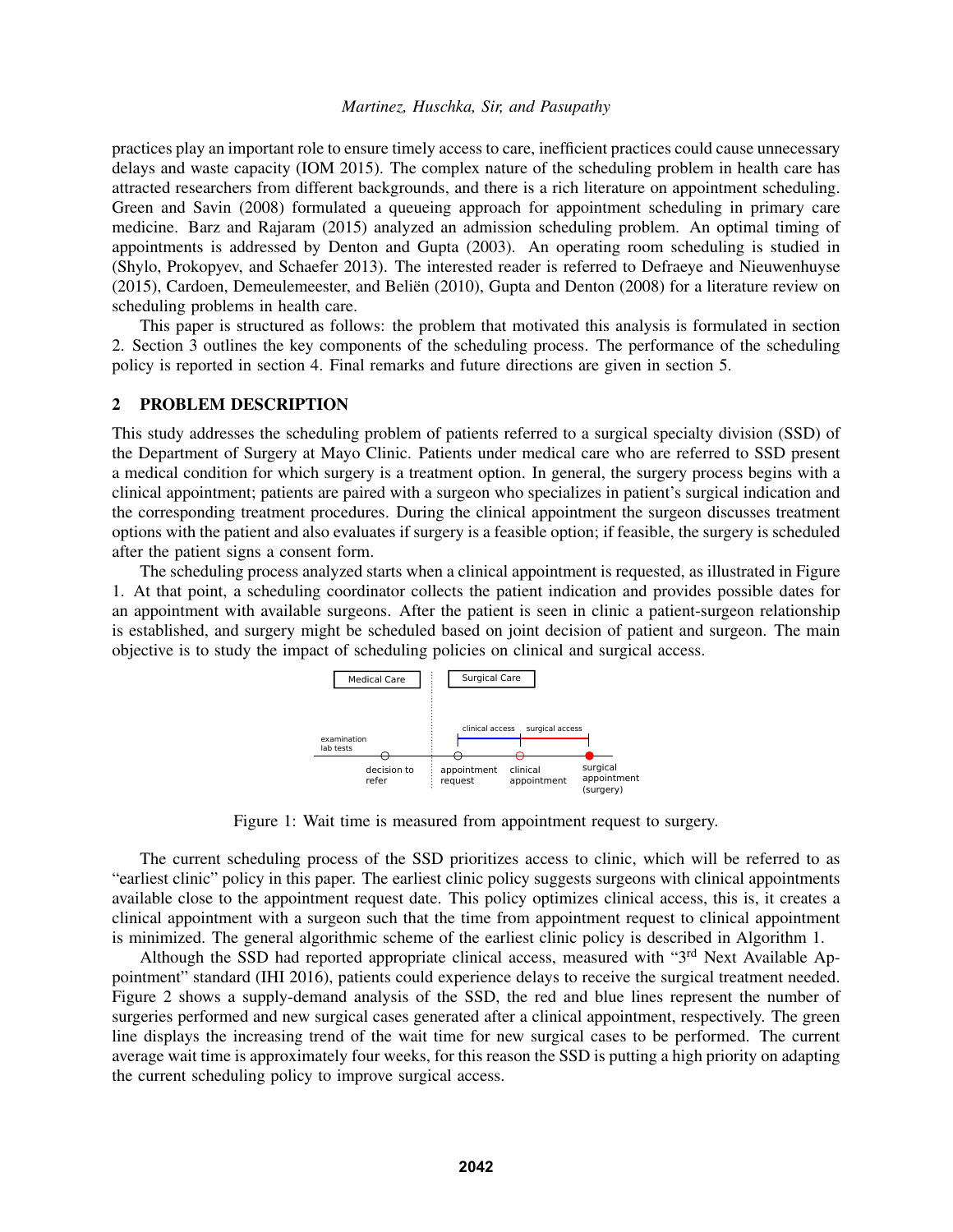practices play an important role to ensure timely access to care, inefficient practices could cause unnecessary delays and waste capacity (IOM 2015). The complex nature of the scheduling problem in health care has attracted researchers from different backgrounds, and there is a rich literature on appointment scheduling. Green and Savin (2008) formulated a queueing approach for appointment scheduling in primary care medicine. Barz and Rajaram (2015) analyzed an admission scheduling problem. An optimal timing of appointments is addressed by Denton and Gupta (2003). An operating room scheduling is studied in (Shylo, Prokopyev, and Schaefer 2013). The interested reader is referred to Defraeye and Nieuwenhuyse (2015), Cardoen, Demeulemeester, and Beliën (2010), Gupta and Denton (2008) for a literature review on scheduling problems in health care.

This paper is structured as follows: the problem that motivated this analysis is formulated in section 2. Section 3 outlines the key components of the scheduling process. The performance of the scheduling policy is reported in section 4. Final remarks and future directions are given in section 5.

## 2 PROBLEM DESCRIPTION

This study addresses the scheduling problem of patients referred to a surgical specialty division (SSD) of the Department of Surgery at Mayo Clinic. Patients under medical care who are referred to SSD present a medical condition for which surgery is a treatment option. In general, the surgery process begins with a clinical appointment; patients are paired with a surgeon who specializes in patient's surgical indication and the corresponding treatment procedures. During the clinical appointment the surgeon discusses treatment options with the patient and also evaluates if surgery is a feasible option; if feasible, the surgery is scheduled after the patient signs a consent form.

The scheduling process analyzed starts when a clinical appointment is requested, as illustrated in Figure 1. At that point, a scheduling coordinator collects the patient indication and provides possible dates for an appointment with available surgeons. After the patient is seen in clinic a patient-surgeon relationship is established, and surgery might be scheduled based on joint decision of patient and surgeon. The main objective is to study the impact of scheduling policies on clinical and surgical access.

Figure 1: Wait time is measured from appointment request to surgery.

The current scheduling process of the SSD prioritizes access to clinic, which will be referred to as "earliest clinic" policy in this paper. The earliest clinic policy suggests surgeons with clinical appointments available close to the appointment request date. This policy optimizes clinical access, this is, it creates a clinical appointment with a surgeon such that the time from appointment request to clinical appointment is minimized. The general algorithmic scheme of the earliest clinic policy is described in Algorithm 1.

Although the SSD had reported appropriate clinical access, measured with "3$^{rd}$ Next Available Appointment" standard (IHI 2016), patients could experience delays to receive the surgical treatment needed. Figure 2 shows a supply-demand analysis of the SSD, the red and blue lines represent the number of surgeries performed and new surgical cases generated after a clinical appointment, respectively. The green line displays the increasing trend of the wait time for new surgical cases to be performed. The current average wait time is approximately four weeks, for this reason the SSD is putting a high priority on adapting the current scheduling policy to improve surgical access.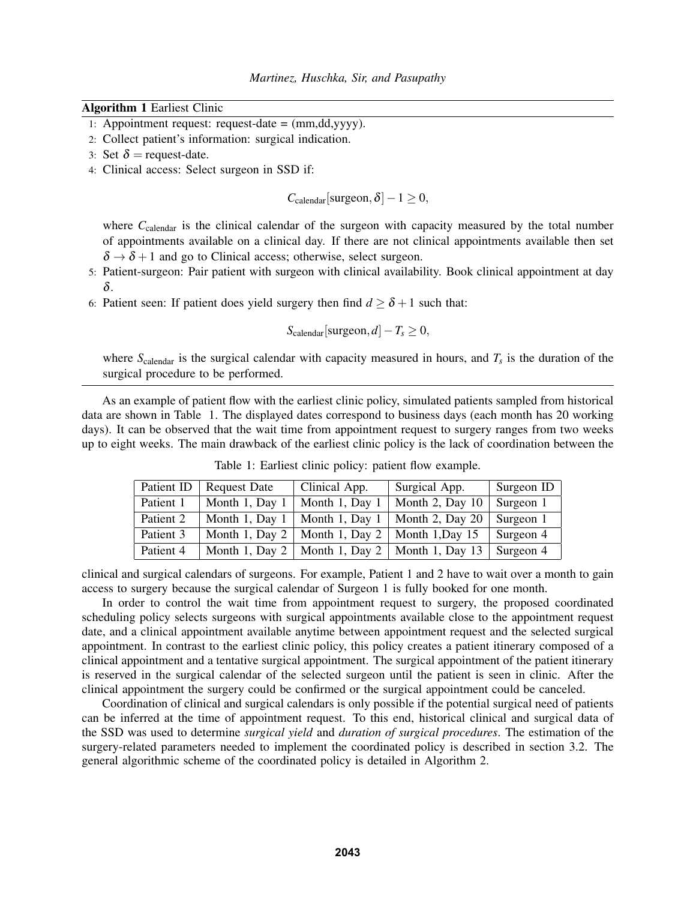**Algorithm 1** Earliest Clinic

1: Appointment request: request-date = (mm,dd,yyyy).
2: Collect patient's information: surgical indication.
3: Set $\delta =$ request-date.
4: Clinical access: Select surgeon in SSD if:

$$C_{\text{calendar}}[\text{surgeon}, \delta] - 1 \geq 0,$$

where $C_{\text{calendar}}$ is the clinical calendar of the surgeon with capacity measured by the total number of appointments available on a clinical day. If there are not clinical appointments available then set $\delta \rightarrow \delta + 1$ and go to Clinical access; otherwise, select surgeon.
5: Patient-surgeon: Pair patient with surgeon with clinical availability. Book clinical appointment at day $\delta$.
6: Patient seen: If patient does yield surgery then find $d \geq \delta + 1$ such that:

$$S_{\text{calendar}}[\text{surgeon}, d] - T_s \geq 0,$$

where $S_{\text{calendar}}$ is the surgical calendar with capacity measured in hours, and $T_s$ is the duration of the surgical procedure to be performed.

As an example of patient flow with the earliest clinic policy, simulated patients sampled from historical data are shown in Table 1. The displayed dates correspond to business days (each month has 20 working days). It can be observed that the wait time from appointment request to surgery ranges from two weeks up to eight weeks. The main drawback of the earliest clinic policy is the lack of coordination between the clinical and surgical calendars of surgeons. For example, Patient 1 and 2 have to wait over a month to gain access to surgery because the surgical calendar of Surgeon 1 is fully booked for one month.

Table 1: Earliest clinic policy: patient flow example.

| Patient ID | Request Date | Clinical App. | Surgical App. | Surgeon ID |
|---|---|---|---|---|
| Patient 1 | Month 1, Day 1 | Month 1, Day 1 | Month 2, Day 10 | Surgeon 1 |
| Patient 2 | Month 1, Day 1 | Month 1, Day 1 | Month 2, Day 20 | Surgeon 1 |
| Patient 3 | Month 1, Day 2 | Month 1, Day 2 | Month 1,Day 15 | Surgeon 4 |
| Patient 4 | Month 1, Day 2 | Month 1, Day 2 | Month 1, Day 13 | Surgeon 4 |

In order to control the wait time from appointment request to surgery, the proposed coordinated scheduling policy selects surgeons with surgical appointments available close to the appointment request date, and a clinical appointment available anytime between appointment request and the selected surgical appointment. In contrast to the earliest clinic policy, this policy creates a patient itinerary composed of a clinical appointment and a tentative surgical appointment. The surgical appointment of the patient itinerary is reserved in the surgical calendar of the selected surgeon until the patient is seen in clinic. After the clinical appointment the surgery could be confirmed or the surgical appointment could be canceled.

Coordination of clinical and surgical calendars is only possible if the potential surgical need of patients can be inferred at the time of appointment request. To this end, historical clinical and surgical data of the SSD was used to determine *surgical yield* and *duration of surgical procedures*. The estimation of the surgery-related parameters needed to implement the coordinated policy is described in section 3.2. The general algorithmic scheme of the coordinated policy is detailed in Algorithm 2.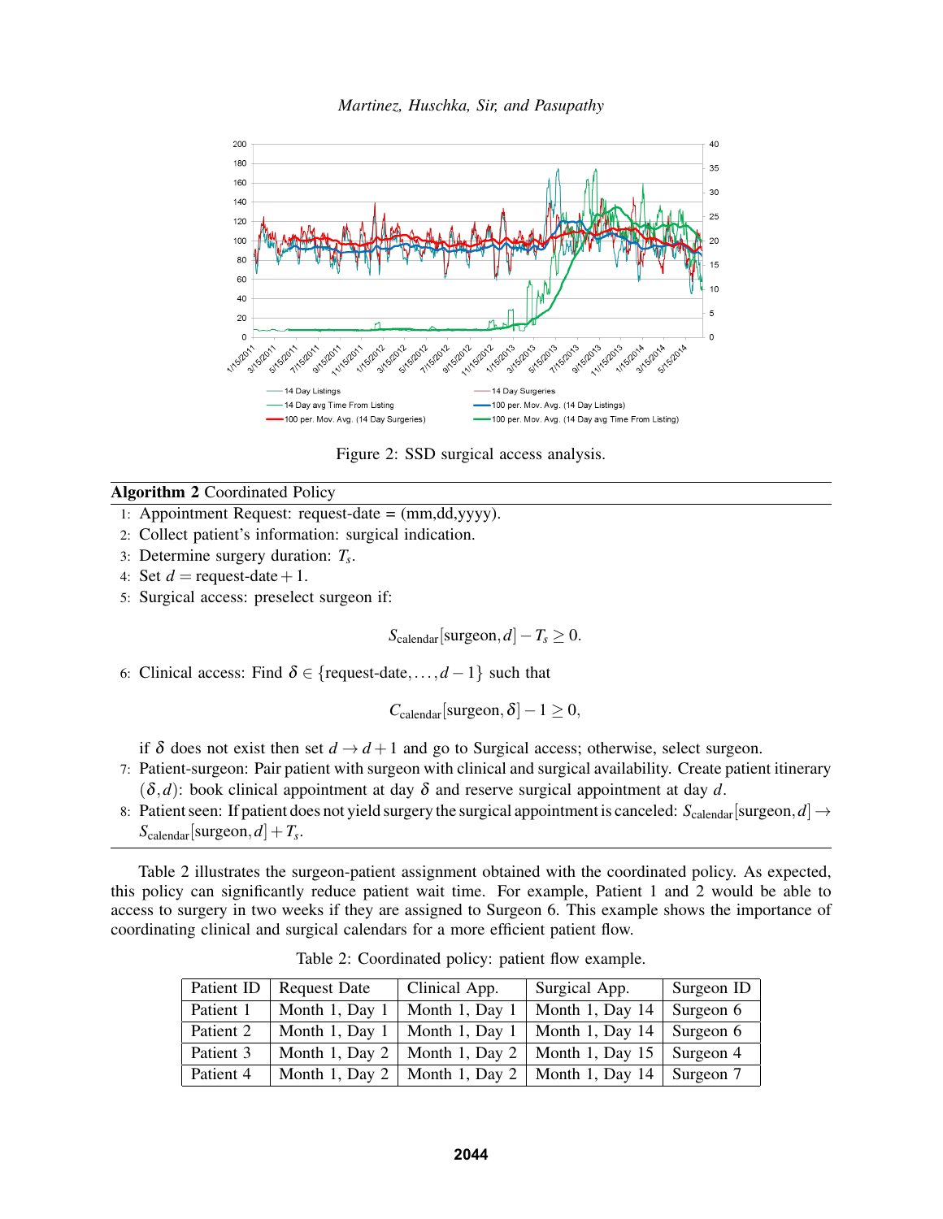Figure 2: SSD surgical access analysis.

**Algorithm 2** Coordinated Policy

1: Appointment Request: request-date = (mm,dd,yyyy).
2: Collect patient's information: surgical indication.
3: Determine surgery duration: $T_s$.
4: Set $d = \text{request-date} + 1$.
5: Surgical access: preselect surgeon if:

$$S_{\text{calendar}}[\text{surgeon}, d] - T_s \geq 0.$$

6: Clinical access: Find $\delta \in \{\text{request-date}, \ldots, d-1\}$ such that

$$C_{\text{calendar}}[\text{surgeon}, \delta] - 1 \geq 0,$$

if $\delta$ does not exist then set $d \to d+1$ and go to Surgical access; otherwise, select surgeon.

7: Patient-surgeon: Pair patient with surgeon with clinical and surgical availability. Create patient itinerary $(\delta, d)$: book clinical appointment at day $\delta$ and reserve surgical appointment at day $d$.
8: Patient seen: If patient does not yield surgery the surgical appointment is canceled: $S_{\text{calendar}}[\text{surgeon}, d] \to S_{\text{calendar}}[\text{surgeon}, d] + T_s$.

Table 2 illustrates the surgeon-patient assignment obtained with the coordinated policy. As expected, this policy can significantly reduce patient wait time. For example, Patient 1 and 2 would be able to access to surgery in two weeks if they are assigned to Surgeon 6. This example shows the importance of coordinating clinical and surgical calendars for a more efficient patient flow.

Table 2: Coordinated policy: patient flow example.

| Patient ID | Request Date | Clinical App. | Surgical App. | Surgeon ID |
|---|---|---|---|---|
| Patient 1 | Month 1, Day 1 | Month 1, Day 1 | Month 1, Day 14 | Surgeon 6 |
| Patient 2 | Month 1, Day 1 | Month 1, Day 1 | Month 1, Day 14 | Surgeon 6 |
| Patient 3 | Month 1, Day 2 | Month 1, Day 2 | Month 1, Day 15 | Surgeon 4 |
| Patient 4 | Month 1, Day 2 | Month 1, Day 2 | Month 1, Day 14 | Surgeon 7 |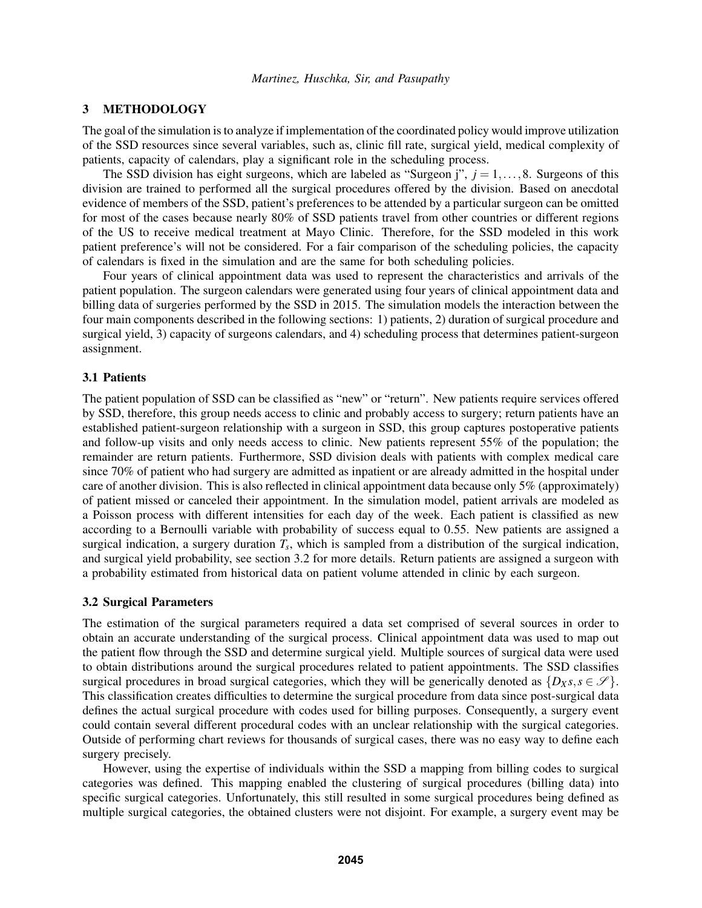## 3 METHODOLOGY

The goal of the simulation is to analyze if implementation of the coordinated policy would improve utilization of the SSD resources since several variables, such as, clinic fill rate, surgical yield, medical complexity of patients, capacity of calendars, play a significant role in the scheduling process.

The SSD division has eight surgeons, which are labeled as "Surgeon j", $j = 1, \ldots, 8$. Surgeons of this division are trained to performed all the surgical procedures offered by the division. Based on anecdotal evidence of members of the SSD, patient's preferences to be attended by a particular surgeon can be omitted for most of the cases because nearly 80% of SSD patients travel from other countries or different regions of the US to receive medical treatment at Mayo Clinic. Therefore, for the SSD modeled in this work patient preference's will not be considered. For a fair comparison of the scheduling policies, the capacity of calendars is fixed in the simulation and are the same for both scheduling policies.

Four years of clinical appointment data was used to represent the characteristics and arrivals of the patient population. The surgeon calendars were generated using four years of clinical appointment data and billing data of surgeries performed by the SSD in 2015. The simulation models the interaction between the four main components described in the following sections: 1) patients, 2) duration of surgical procedure and surgical yield, 3) capacity of surgeons calendars, and 4) scheduling process that determines patient-surgeon assignment.

### 3.1 Patients

The patient population of SSD can be classified as "new" or "return". New patients require services offered by SSD, therefore, this group needs access to clinic and probably access to surgery; return patients have an established patient-surgeon relationship with a surgeon in SSD, this group captures postoperative patients and follow-up visits and only needs access to clinic. New patients represent 55% of the population; the remainder are return patients. Furthermore, SSD division deals with patients with complex medical care since 70% of patient who had surgery are admitted as inpatient or are already admitted in the hospital under care of another division. This is also reflected in clinical appointment data because only 5% (approximately) of patient missed or canceled their appointment. In the simulation model, patient arrivals are modeled as a Poisson process with different intensities for each day of the week. Each patient is classified as new according to a Bernoulli variable with probability of success equal to 0.55. New patients are assigned a surgical indication, a surgery duration $T_s$, which is sampled from a distribution of the surgical indication, and surgical yield probability, see section 3.2 for more details. Return patients are assigned a surgeon with a probability estimated from historical data on patient volume attended in clinic by each surgeon.

### 3.2 Surgical Parameters

The estimation of the surgical parameters required a data set comprised of several sources in order to obtain an accurate understanding of the surgical process. Clinical appointment data was used to map out the patient flow through the SSD and determine surgical yield. Multiple sources of surgical data were used to obtain distributions around the surgical procedures related to patient appointments. The SSD classifies surgical procedures in broad surgical categories, which they will be generically denoted as $\{D_X s, s \in \mathscr{S}\}$. This classification creates difficulties to determine the surgical procedure from data since post-surgical data defines the actual surgical procedure with codes used for billing purposes. Consequently, a surgery event could contain several different procedural codes with an unclear relationship with the surgical categories. Outside of performing chart reviews for thousands of surgical cases, there was no easy way to define each surgery precisely.

However, using the expertise of individuals within the SSD a mapping from billing codes to surgical categories was defined. This mapping enabled the clustering of surgical procedures (billing data) into specific surgical categories. Unfortunately, this still resulted in some surgical procedures being defined as multiple surgical categories, the obtained clusters were not disjoint. For example, a surgery event may be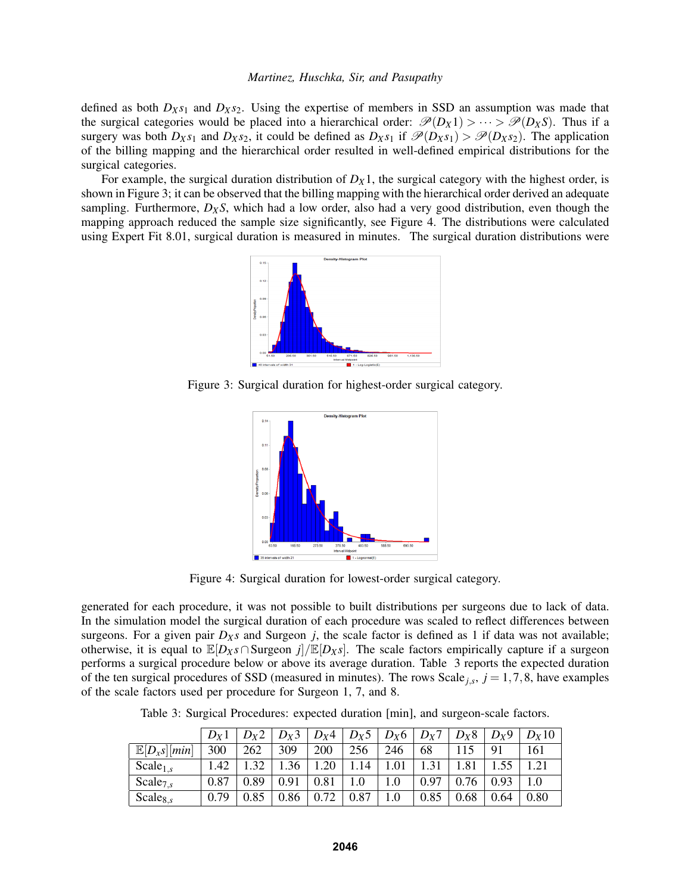defined as both $D_X s_1$ and $D_X s_2$. Using the expertise of members in SSD an assumption was made that the surgical categories would be placed into a hierarchical order: $\mathscr{P}(D_X 1) > \cdots > \mathscr{P}(D_X S)$. Thus if a surgery was both $D_X s_1$ and $D_X s_2$, it could be defined as $D_X s_1$ if $\mathscr{P}(D_X s_1) > \mathscr{P}(D_X s_2)$. The application of the billing mapping and the hierarchical order resulted in well-defined empirical distributions for the surgical categories.

For example, the surgical duration distribution of $D_X 1$, the surgical category with the highest order, is shown in Figure 3; it can be observed that the billing mapping with the hierarchical order derived an adequate sampling. Furthermore, $D_X S$, which had a low order, also had a very good distribution, even though the mapping approach reduced the sample size significantly, see Figure 4. The distributions were calculated using Expert Fit 8.01, surgical duration is measured in minutes. The surgical duration distributions were

Figure 3: Surgical duration for highest-order surgical category.

Figure 4: Surgical duration for lowest-order surgical category.

generated for each procedure, it was not possible to built distributions per surgeons due to lack of data. In the simulation model the surgical duration of each procedure was scaled to reflect differences between surgeons. For a given pair $D_X s$ and Surgeon $j$, the scale factor is defined as 1 if data was not available; otherwise, it is equal to $\mathbb{E}[D_X s \cap \text{Surgeon } j]/\mathbb{E}[D_X s]$. The scale factors empirically capture if a surgeon performs a surgical procedure below or above its average duration. Table 3 reports the expected duration of the ten surgical procedures of SSD (measured in minutes). The rows $\text{Scale}_{j,s}$, $j = 1, 7, 8$, have examples of the scale factors used per procedure for Surgeon 1, 7, and 8.

Table 3: Surgical Procedures: expected duration [min], and surgeon-scale factors.

| | $D_X 1$ | $D_X 2$ | $D_X 3$ | $D_X 4$ | $D_X 5$ | $D_X 6$ | $D_X 7$ | $D_X 8$ | $D_X 9$ | $D_X 10$ |
|---|---|---|---|---|---|---|---|---|---|---|
| $\mathbb{E}[D_x s]\,[min]$ | 300 | 262 | 309 | 200 | 256 | 246 | 68 | 115 | 91 | 161 |
| $\text{Scale}_{1,s}$ | 1.42 | 1.32 | 1.36 | 1.20 | 1.14 | 1.01 | 1.31 | 1.81 | 1.55 | 1.21 |
| $\text{Scale}_{7,s}$ | 0.87 | 0.89 | 0.91 | 0.81 | 1.0 | 1.0 | 0.97 | 0.76 | 0.93 | 1.0 |
| $\text{Scale}_{8,s}$ | 0.79 | 0.85 | 0.86 | 0.72 | 0.87 | 1.0 | 0.85 | 0.68 | 0.64 | 0.80 |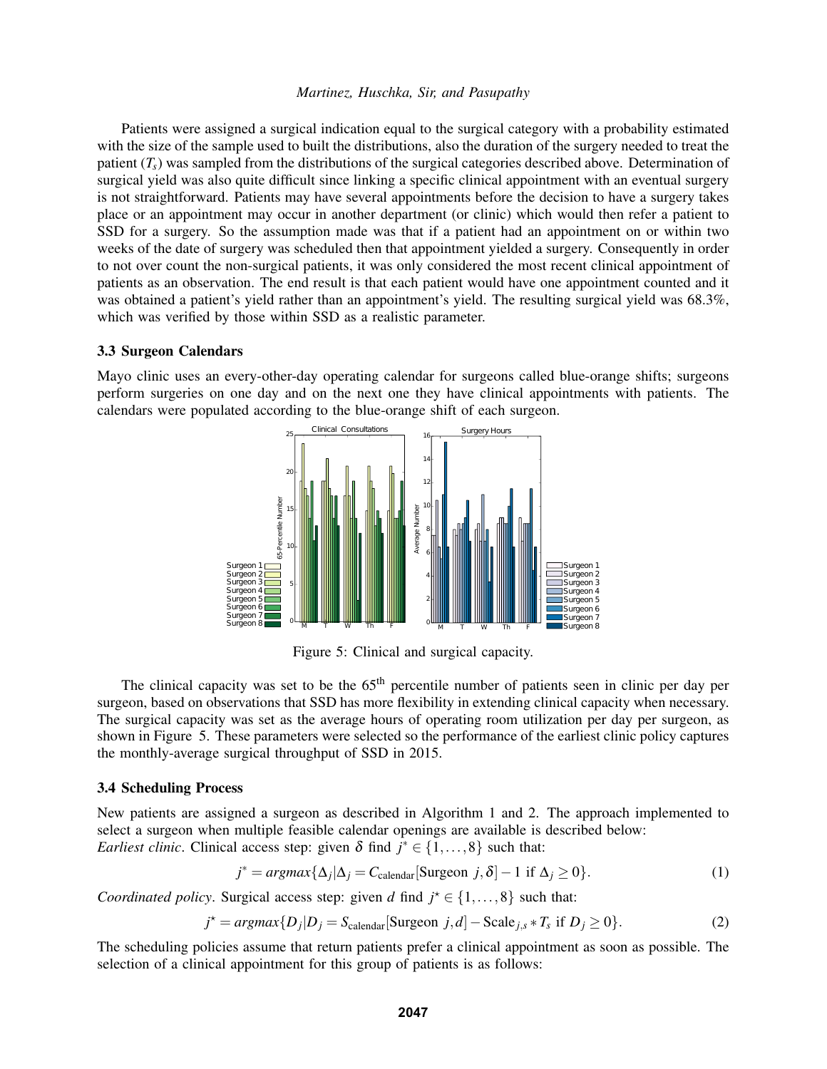Patients were assigned a surgical indication equal to the surgical category with a probability estimated with the size of the sample used to built the distributions, also the duration of the surgery needed to treat the patient ($T_s$) was sampled from the distributions of the surgical categories described above. Determination of surgical yield was also quite difficult since linking a specific clinical appointment with an eventual surgery is not straightforward. Patients may have several appointments before the decision to have a surgery takes place or an appointment may occur in another department (or clinic) which would then refer a patient to SSD for a surgery. So the assumption made was that if a patient had an appointment on or within two weeks of the date of surgery was scheduled then that appointment yielded a surgery. Consequently in order to not over count the non-surgical patients, it was only considered the most recent clinical appointment of patients as an observation. The end result is that each patient would have one appointment counted and it was obtained a patient's yield rather than an appointment's yield. The resulting surgical yield was 68.3%, which was verified by those within SSD as a realistic parameter.

### 3.3 Surgeon Calendars

Mayo clinic uses an every-other-day operating calendar for surgeons called blue-orange shifts; surgeons perform surgeries on one day and on the next one they have clinical appointments with patients. The calendars were populated according to the blue-orange shift of each surgeon.

Figure 5: Clinical and surgical capacity.

The clinical capacity was set to be the 65th percentile number of patients seen in clinic per day per surgeon, based on observations that SSD has more flexibility in extending clinical capacity when necessary. The surgical capacity was set as the average hours of operating room utilization per day per surgeon, as shown in Figure 5. These parameters were selected so the performance of the earliest clinic policy captures the monthly-average surgical throughput of SSD in 2015.

### 3.4 Scheduling Process

New patients are assigned a surgeon as described in Algorithm 1 and 2. The approach implemented to select a surgeon when multiple feasible calendar openings are available is described below:
*Earliest clinic*. Clinical access step: given $\delta$ find $j^* \in \{1,\ldots,8\}$ such that:

$$j^* = argmax\{\Delta_j | \Delta_j = C_{\text{calendar}}[\text{Surgeon } j, \delta] - 1 \text{ if } \Delta_j \geq 0\}. \tag{1}$$

*Coordinated policy*. Surgical access step: given $d$ find $j^\star \in \{1,\ldots,8\}$ such that:

$$j^\star = argmax\{D_j | D_j = S_{\text{calendar}}[\text{Surgeon } j, d] - \text{Scale}_{j,s} * T_s \text{ if } D_j \geq 0\}. \tag{2}$$

The scheduling policies assume that return patients prefer a clinical appointment as soon as possible. The selection of a clinical appointment for this group of patients is as follows: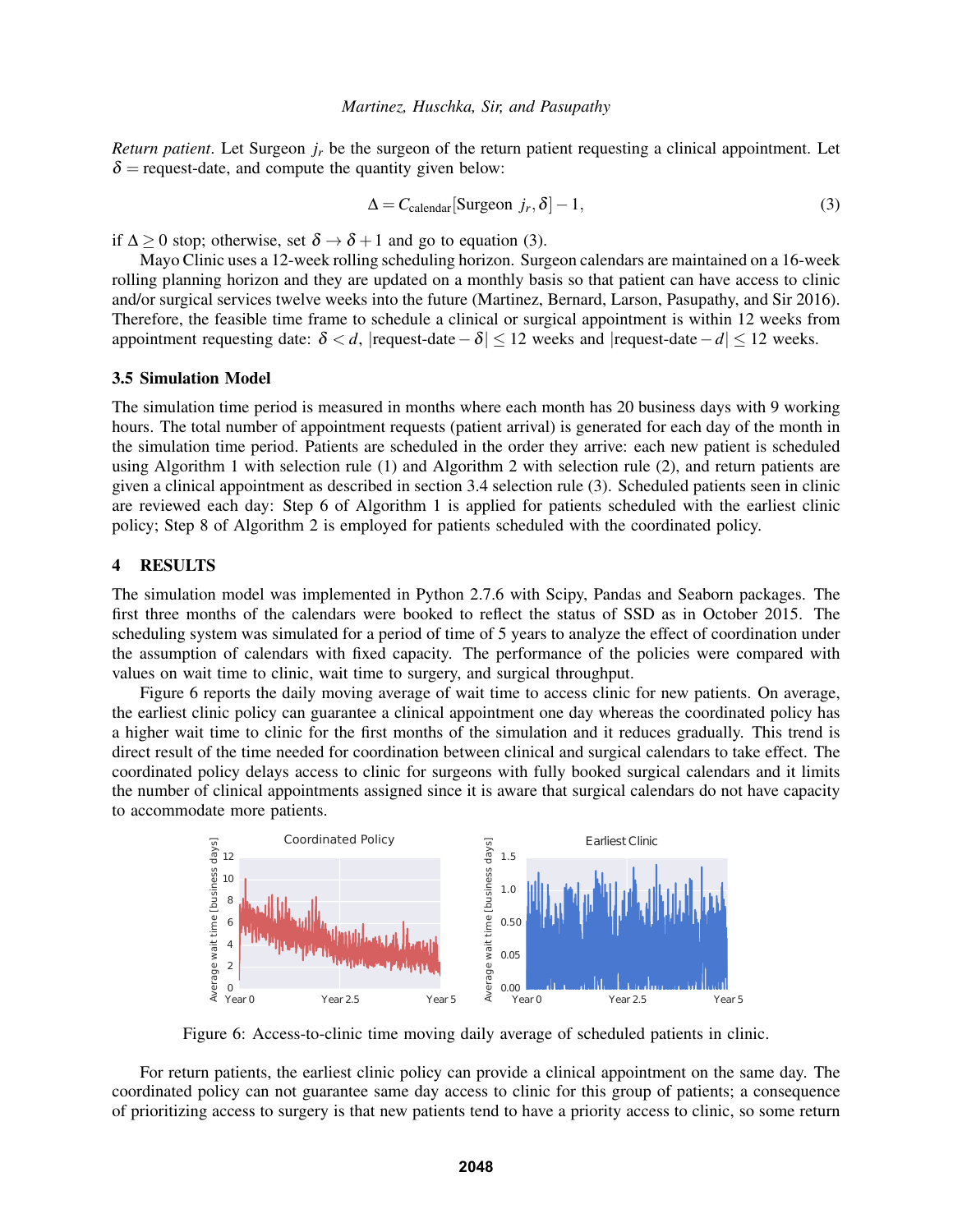*Return patient*. Let Surgeon $j_r$ be the surgeon of the return patient requesting a clinical appointment. Let $\delta$ = request-date, and compute the quantity given below:

$$\Delta = C_{\text{calendar}}[\text{Surgeon } j_r, \delta] - 1, \tag{3}$$

if $\Delta \geq 0$ stop; otherwise, set $\delta \rightarrow \delta + 1$ and go to equation (3).

Mayo Clinic uses a 12-week rolling scheduling horizon. Surgeon calendars are maintained on a 16-week rolling planning horizon and they are updated on a monthly basis so that patient can have access to clinic and/or surgical services twelve weeks into the future (Martinez, Bernard, Larson, Pasupathy, and Sir 2016). Therefore, the feasible time frame to schedule a clinical or surgical appointment is within 12 weeks from appointment requesting date: $\delta < d$, $|\text{request-date} - \delta| \leq 12$ weeks and $|\text{request-date} - d| \leq 12$ weeks.

### 3.5 Simulation Model

The simulation time period is measured in months where each month has 20 business days with 9 working hours. The total number of appointment requests (patient arrival) is generated for each day of the month in the simulation time period. Patients are scheduled in the order they arrive: each new patient is scheduled using Algorithm 1 with selection rule (1) and Algorithm 2 with selection rule (2), and return patients are given a clinical appointment as described in section 3.4 selection rule (3). Scheduled patients seen in clinic are reviewed each day: Step 6 of Algorithm 1 is applied for patients scheduled with the earliest clinic policy; Step 8 of Algorithm 2 is employed for patients scheduled with the coordinated policy.

## 4 RESULTS

The simulation model was implemented in Python 2.7.6 with Scipy, Pandas and Seaborn packages. The first three months of the calendars were booked to reflect the status of SSD as in October 2015. The scheduling system was simulated for a period of time of 5 years to analyze the effect of coordination under the assumption of calendars with fixed capacity. The performance of the policies were compared with values on wait time to clinic, wait time to surgery, and surgical throughput.

Figure 6 reports the daily moving average of wait time to access clinic for new patients. On average, the earliest clinic policy can guarantee a clinical appointment one day whereas the coordinated policy has a higher wait time to clinic for the first months of the simulation and it reduces gradually. This trend is direct result of the time needed for coordination between clinical and surgical calendars to take effect. The coordinated policy delays access to clinic for surgeons with fully booked surgical calendars and it limits the number of clinical appointments assigned since it is aware that surgical calendars do not have capacity to accommodate more patients.

Figure 6: Access-to-clinic time moving daily average of scheduled patients in clinic.

For return patients, the earliest clinic policy can provide a clinical appointment on the same day. The coordinated policy can not guarantee same day access to clinic for this group of patients; a consequence of prioritizing access to surgery is that new patients tend to have a priority access to clinic, so some return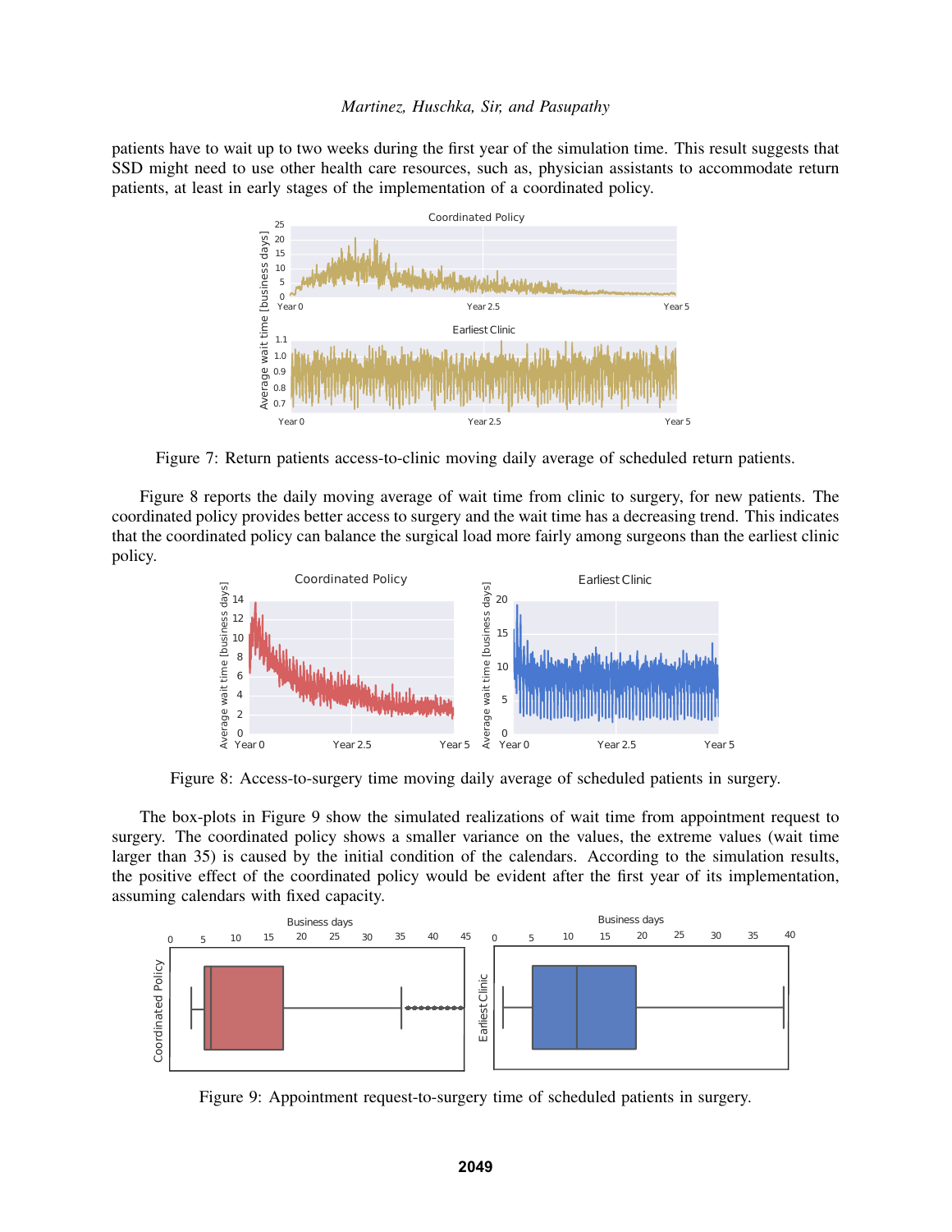patients have to wait up to two weeks during the first year of the simulation time. This result suggests that SSD might need to use other health care resources, such as, physician assistants to accommodate return patients, at least in early stages of the implementation of a coordinated policy.

Figure 7: Return patients access-to-clinic moving daily average of scheduled return patients.

Figure 8 reports the daily moving average of wait time from clinic to surgery, for new patients. The coordinated policy provides better access to surgery and the wait time has a decreasing trend. This indicates that the coordinated policy can balance the surgical load more fairly among surgeons than the earliest clinic policy.

Figure 8: Access-to-surgery time moving daily average of scheduled patients in surgery.

The box-plots in Figure 9 show the simulated realizations of wait time from appointment request to surgery. The coordinated policy shows a smaller variance on the values, the extreme values (wait time larger than 35) is caused by the initial condition of the calendars. According to the simulation results, the positive effect of the coordinated policy would be evident after the first year of its implementation, assuming calendars with fixed capacity.

Figure 9: Appointment request-to-surgery time of scheduled patients in surgery.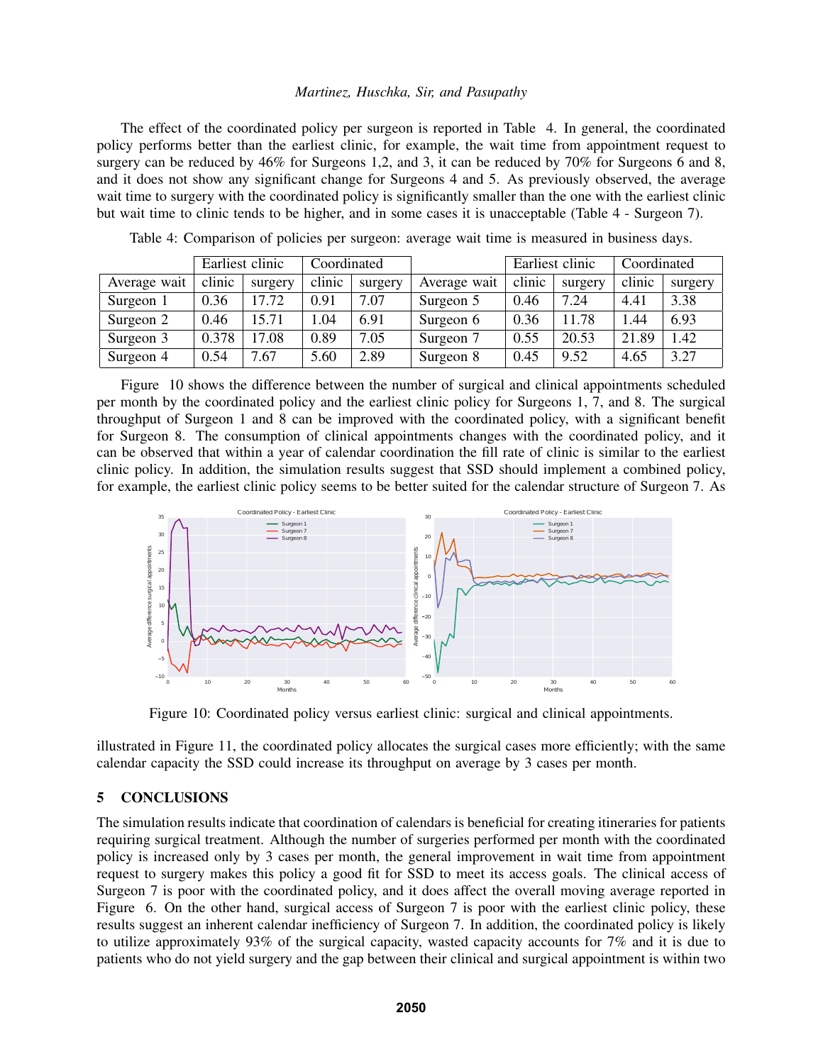The effect of the coordinated policy per surgeon is reported in Table 4. In general, the coordinated policy performs better than the earliest clinic, for example, the wait time from appointment request to surgery can be reduced by 46% for Surgeons 1,2, and 3, it can be reduced by 70% for Surgeons 6 and 8, and it does not show any significant change for Surgeons 4 and 5. As previously observed, the average wait time to surgery with the coordinated policy is significantly smaller than the one with the earliest clinic but wait time to clinic tends to be higher, and in some cases it is unacceptable (Table 4 - Surgeon 7).

Table 4: Comparison of policies per surgeon: average wait time is measured in business days.

| | Earliest clinic | | Coordinated | | | Earliest clinic | | Coordinated | |
|---|---|---|---|---|---|---|---|---|---|
| Average wait | clinic | surgery | clinic | surgery | Average wait | clinic | surgery | clinic | surgery |
| Surgeon 1 | 0.36 | 17.72 | 0.91 | 7.07 | Surgeon 5 | 0.46 | 7.24 | 4.41 | 3.38 |
| Surgeon 2 | 0.46 | 15.71 | 1.04 | 6.91 | Surgeon 6 | 0.36 | 11.78 | 1.44 | 6.93 |
| Surgeon 3 | 0.378 | 17.08 | 0.89 | 7.05 | Surgeon 7 | 0.55 | 20.53 | 21.89 | 1.42 |
| Surgeon 4 | 0.54 | 7.67 | 5.60 | 2.89 | Surgeon 8 | 0.45 | 9.52 | 4.65 | 3.27 |

Figure 10 shows the difference between the number of surgical and clinical appointments scheduled per month by the coordinated policy and the earliest clinic policy for Surgeons 1, 7, and 8. The surgical throughput of Surgeon 1 and 8 can be improved with the coordinated policy, with a significant benefit for Surgeon 8. The consumption of clinical appointments changes with the coordinated policy, and it can be observed that within a year of calendar coordination the fill rate of clinic is similar to the earliest clinic policy. In addition, the simulation results suggest that SSD should implement a combined policy, for example, the earliest clinic policy seems to be better suited for the calendar structure of Surgeon 7. As illustrated in Figure 11, the coordinated policy allocates the surgical cases more efficiently; with the same calendar capacity the SSD could increase its throughput on average by 3 cases per month.

Figure 10: Coordinated policy versus earliest clinic: surgical and clinical appointments.

## 5 CONCLUSIONS

The simulation results indicate that coordination of calendars is beneficial for creating itineraries for patients requiring surgical treatment. Although the number of surgeries performed per month with the coordinated policy is increased only by 3 cases per month, the general improvement in wait time from appointment request to surgery makes this policy a good fit for SSD to meet its access goals. The clinical access of Surgeon 7 is poor with the coordinated policy, and it does affect the overall moving average reported in Figure 6. On the other hand, surgical access of Surgeon 7 is poor with the earliest clinic policy, these results suggest an inherent calendar inefficiency of Surgeon 7. In addition, the coordinated policy is likely to utilize approximately 93% of the surgical capacity, wasted capacity accounts for 7% and it is due to patients who do not yield surgery and the gap between their clinical and surgical appointment is within two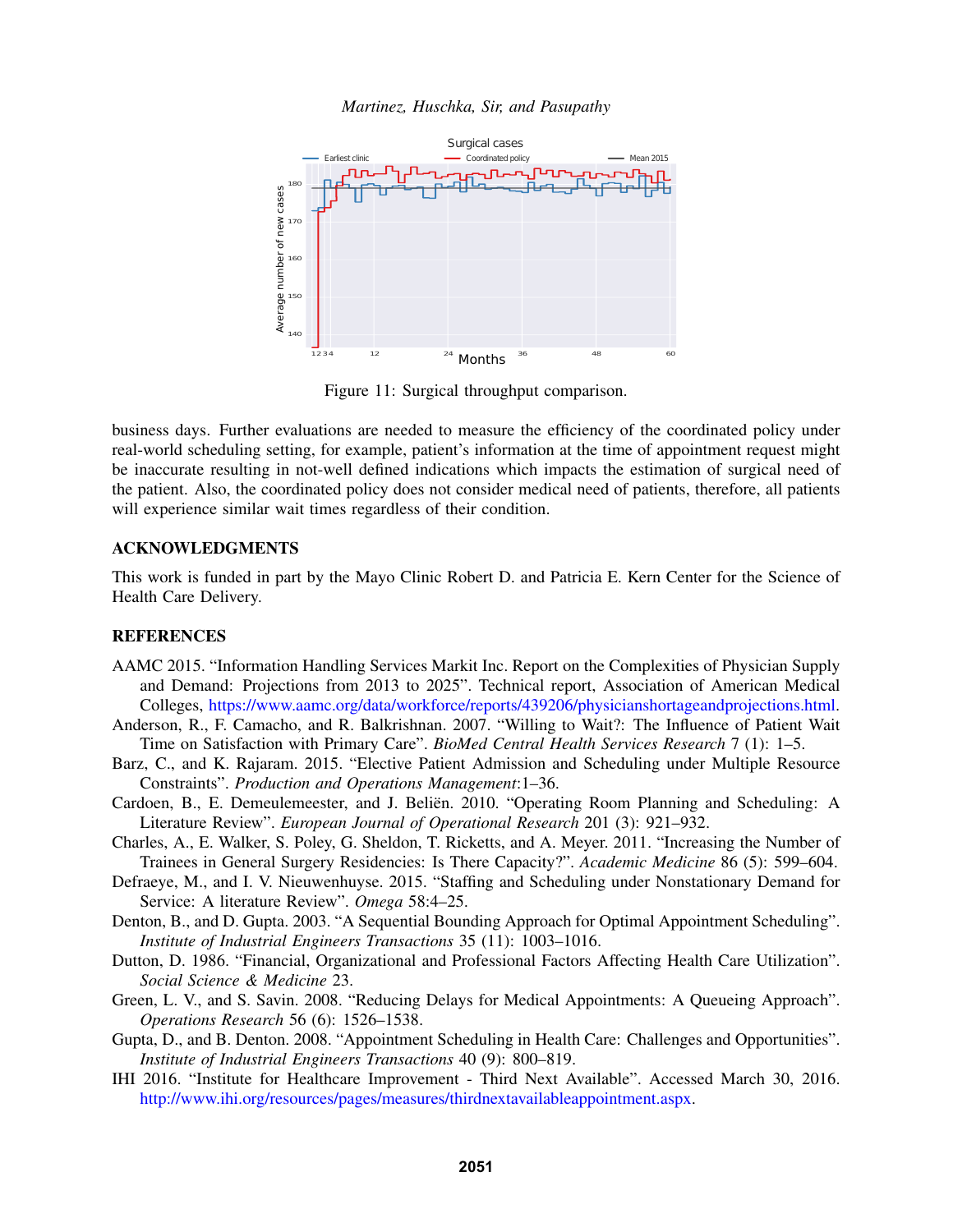Figure 11: Surgical throughput comparison.

business days. Further evaluations are needed to measure the efficiency of the coordinated policy under real-world scheduling setting, for example, patient's information at the time of appointment request might be inaccurate resulting in not-well defined indications which impacts the estimation of surgical need of the patient. Also, the coordinated policy does not consider medical need of patients, therefore, all patients will experience similar wait times regardless of their condition.

## ACKNOWLEDGMENTS

This work is funded in part by the Mayo Clinic Robert D. and Patricia E. Kern Center for the Science of Health Care Delivery.

## REFERENCES

AAMC 2015. "Information Handling Services Markit Inc. Report on the Complexities of Physician Supply and Demand: Projections from 2013 to 2025". Technical report, Association of American Medical Colleges, https://www.aamc.org/data/workforce/reports/439206/physicianshortageandprojections.html.

Anderson, R., F. Camacho, and R. Balkrishnan. 2007. "Willing to Wait?: The Influence of Patient Wait Time on Satisfaction with Primary Care". *BioMed Central Health Services Research* 7 (1): 1–5.

Barz, C., and K. Rajaram. 2015. "Elective Patient Admission and Scheduling under Multiple Resource Constraints". *Production and Operations Management*:1–36.

Cardoen, B., E. Demeulemeester, and J. Beliën. 2010. "Operating Room Planning and Scheduling: A Literature Review". *European Journal of Operational Research* 201 (3): 921–932.

Charles, A., E. Walker, S. Poley, G. Sheldon, T. Ricketts, and A. Meyer. 2011. "Increasing the Number of Trainees in General Surgery Residencies: Is There Capacity?". *Academic Medicine* 86 (5): 599–604.

Defraeye, M., and I. V. Nieuwenhuyse. 2015. "Staffing and Scheduling under Nonstationary Demand for Service: A literature Review". *Omega* 58:4–25.

Denton, B., and D. Gupta. 2003. "A Sequential Bounding Approach for Optimal Appointment Scheduling". *Institute of Industrial Engineers Transactions* 35 (11): 1003–1016.

Dutton, D. 1986. "Financial, Organizational and Professional Factors Affecting Health Care Utilization". *Social Science & Medicine* 23.

Green, L. V., and S. Savin. 2008. "Reducing Delays for Medical Appointments: A Queueing Approach". *Operations Research* 56 (6): 1526–1538.

Gupta, D., and B. Denton. 2008. "Appointment Scheduling in Health Care: Challenges and Opportunities". *Institute of Industrial Engineers Transactions* 40 (9): 800–819.

IHI 2016. "Institute for Healthcare Improvement - Third Next Available". Accessed March 30, 2016. http://www.ihi.org/resources/pages/measures/thirdnextavailableappointment.aspx.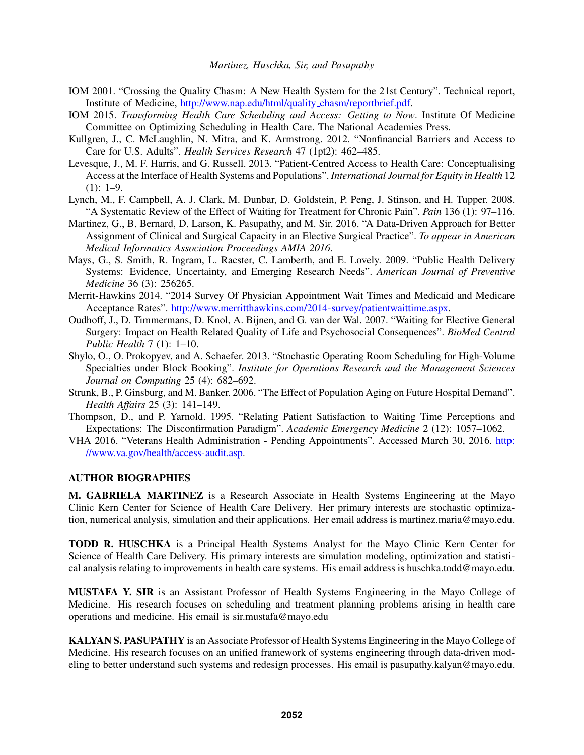IOM 2001. "Crossing the Quality Chasm: A New Health System for the 21st Century". Technical report, Institute of Medicine, http://www.nap.edu/html/quality_chasm/reportbrief.pdf.

IOM 2015. *Transforming Health Care Scheduling and Access: Getting to Now*. Institute Of Medicine Committee on Optimizing Scheduling in Health Care. The National Academies Press.

Kullgren, J., C. McLaughlin, N. Mitra, and K. Armstrong. 2012. "Nonfinancial Barriers and Access to Care for U.S. Adults". *Health Services Research* 47 (1pt2): 462–485.

Levesque, J., M. F. Harris, and G. Russell. 2013. "Patient-Centred Access to Health Care: Conceptualising Access at the Interface of Health Systems and Populations". *International Journal for Equity in Health* 12 (1): 1–9.

Lynch, M., F. Campbell, A. J. Clark, M. Dunbar, D. Goldstein, P. Peng, J. Stinson, and H. Tupper. 2008. "A Systematic Review of the Effect of Waiting for Treatment for Chronic Pain". *Pain* 136 (1): 97–116.

Martinez, G., B. Bernard, D. Larson, K. Pasupathy, and M. Sir. 2016. "A Data-Driven Approach for Better Assignment of Clinical and Surgical Capacity in an Elective Surgical Practice". *To appear in American Medical Informatics Association Proceedings AMIA 2016*.

Mays, G., S. Smith, R. Ingram, L. Racster, C. Lamberth, and E. Lovely. 2009. "Public Health Delivery Systems: Evidence, Uncertainty, and Emerging Research Needs". *American Journal of Preventive Medicine* 36 (3): 256265.

Merrit-Hawkins 2014. "2014 Survey Of Physician Appointment Wait Times and Medicaid and Medicare Acceptance Rates". http://www.merritthawkins.com/2014-survey/patientwaittime.aspx.

Oudhoff, J., D. Timmermans, D. Knol, A. Bijnen, and G. van der Wal. 2007. "Waiting for Elective General Surgery: Impact on Health Related Quality of Life and Psychosocial Consequences". *BioMed Central Public Health* 7 (1): 1–10.

Shylo, O., O. Prokopyev, and A. Schaefer. 2013. "Stochastic Operating Room Scheduling for High-Volume Specialties under Block Booking". *Institute for Operations Research and the Management Sciences Journal on Computing* 25 (4): 682–692.

Strunk, B., P. Ginsburg, and M. Banker. 2006. "The Effect of Population Aging on Future Hospital Demand". *Health Affairs* 25 (3): 141–149.

Thompson, D., and P. Yarnold. 1995. "Relating Patient Satisfaction to Waiting Time Perceptions and Expectations: The Disconfirmation Paradigm". *Academic Emergency Medicine* 2 (12): 1057–1062.

VHA 2016. "Veterans Health Administration - Pending Appointments". Accessed March 30, 2016. http://www.va.gov/health/access-audit.asp.

## AUTHOR BIOGRAPHIES

**M. GABRIELA MARTINEZ** is a Research Associate in Health Systems Engineering at the Mayo Clinic Kern Center for Science of Health Care Delivery. Her primary interests are stochastic optimization, numerical analysis, simulation and their applications. Her email address is martinez.maria@mayo.edu.

**TODD R. HUSCHKA** is a Principal Health Systems Analyst for the Mayo Clinic Kern Center for Science of Health Care Delivery. His primary interests are simulation modeling, optimization and statistical analysis relating to improvements in health care systems. His email address is huschka.todd@mayo.edu.

**MUSTAFA Y. SIR** is an Assistant Professor of Health Systems Engineering in the Mayo College of Medicine. His research focuses on scheduling and treatment planning problems arising in health care operations and medicine. His email is sir.mustafa@mayo.edu

**KALYAN S. PASUPATHY** is an Associate Professor of Health Systems Engineering in the Mayo College of Medicine. His research focuses on an unified framework of systems engineering through data-driven modeling to better understand such systems and redesign processes. His email is pasupathy.kalyan@mayo.edu.